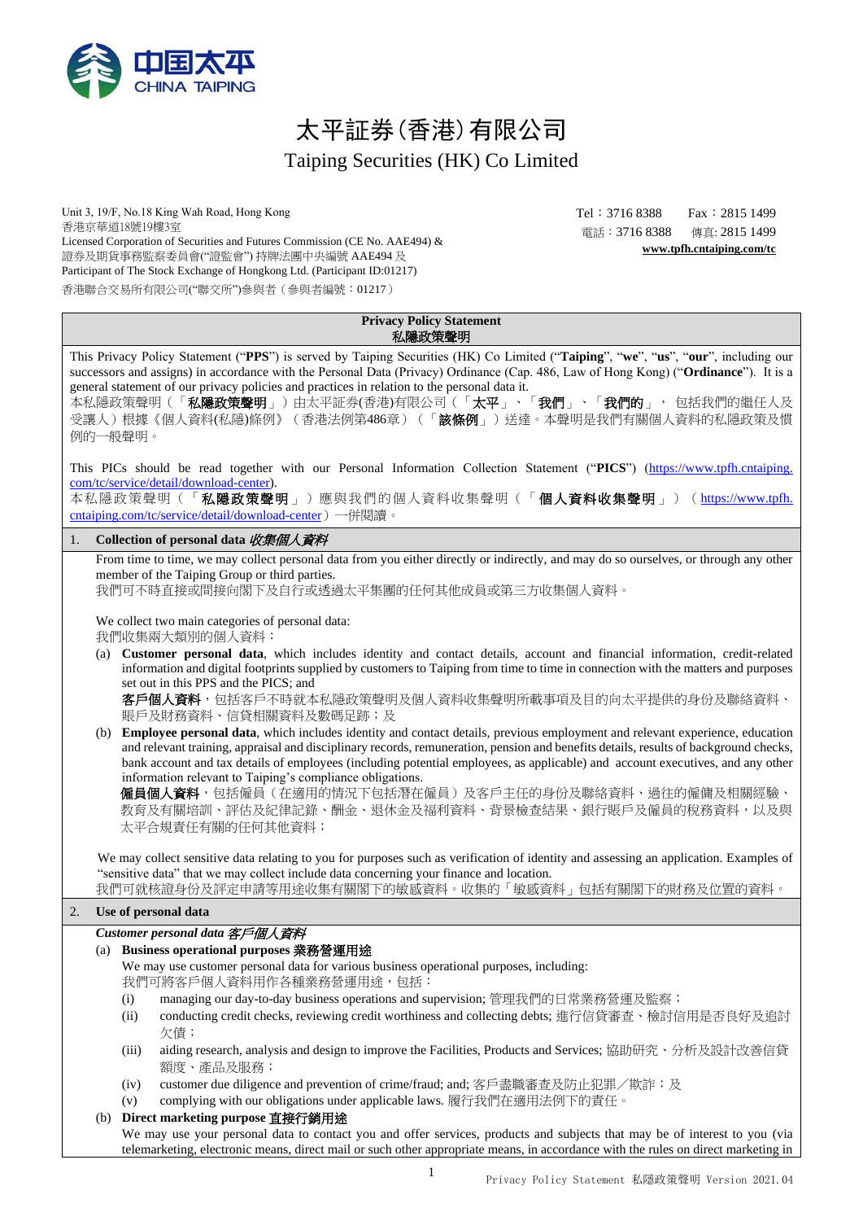# 太平証券(香港)有限公司

# Taiping Securities (HK) Co Limited

Unit 3, 19/F, No.18 King Wah Road, Hong Kong
香港京華道18號19樓3室
Licensed Corporation of Securities and Futures Commission (CE No. AAE494) &
證券及期貨事務監察委員會("證監會") 持牌法團中央編號 AAE494 及
Participant of The Stock Exchange of Hongkong Ltd. (Participant ID:01217)
香港聯合交易所有限公司("聯交所")參與者（參與者編號：01217）

Tel：3716 8388　Fax：2815 1499
電話：3716 8388　傳真: 2815 1499
**www.tpfh.cntaiping.com/tc**

## Privacy Policy Statement
## 私隱政策聲明

This Privacy Policy Statement ("**PPS**") is served by Taiping Securities (HK) Co Limited ("**Taiping**", "**we**", "**us**", "**our**", including our successors and assigns) in accordance with the Personal Data (Privacy) Ordinance (Cap. 486, Law of Hong Kong) ("**Ordinance**"). It is a general statement of our privacy policies and practices in relation to the personal data it.
本私隱政策聲明（「**私隱政策聲明**」）由太平証券(香港)有限公司（「**太平**」、「**我們**」、「**我們的**」， 包括我們的繼任人及受讓人）根據《個人資料(私隱)條例》（香港法例第486章）（「**該條例**」）送達。本聲明是我們有關個人資料的私隱政策及慣例的一般聲明。

This PICs should be read together with our Personal Information Collection Statement ("**PICS**") (https://www.tpfh.cntaiping.com/tc/service/detail/download-center).
本私隱政策聲明（「**私隱政策聲明**」）應與我們的個人資料收集聲明（「**個人資料收集聲明**」）（https://www.tpfh.cntaiping.com/tc/service/detail/download-center）一併閱讀。

### 1. Collection of personal data *收集個人資料*

From time to time, we may collect personal data from you either directly or indirectly, and may do so ourselves, or through any other member of the Taiping Group or third parties.
我們可不時直接或間接向閣下及自行或透過太平集團的任何其他成員或第三方收集個人資料。

We collect two main categories of personal data:
我們收集兩大類別的個人資料：

(a) **Customer personal data**, which includes identity and contact details, account and financial information, credit-related information and digital footprints supplied by customers to Taiping from time to time in connection with the matters and purposes set out in this PPS and the PICS; and
**客戶個人資料**，包括客戶不時就本私隱政策聲明及個人資料收集聲明所載事項及目的向太平提供的身份及聯絡資料、賬戶及財務資料、信貸相關資料及數碼足跡；及

(b) **Employee personal data**, which includes identity and contact details, previous employment and relevant experience, education and relevant training, appraisal and disciplinary records, remuneration, pension and benefits details, results of background checks, bank account and tax details of employees (including potential employees, as applicable) and account executives, and any other information relevant to Taiping's compliance obligations.
**僱員個人資料**，包括僱員（在適用的情況下包括潛在僱員）及客戶主任的身份及聯絡資料、過往的僱傭及相關經驗、教育及有關培訓、評估及紀律記錄、酬金、退休金及福利資料、背景檢查結果、銀行賬戶及僱員的稅務資料，以及與太平合規責任有關的任何其他資料；

We may collect sensitive data relating to you for purposes such as verification of identity and assessing an application. Examples of "sensitive data" that we may collect include data concerning your finance and location.
我們可就核證身份及評定申請等用途收集有關閣下的敏感資料。收集的「敏感資料」包括有關閣下的財務及位置的資料。

### 2. Use of personal data

***Customer personal data 客戶個人資料***

(a) **Business operational purposes 業務營運用途**
We may use customer personal data for various business operational purposes, including:
我們可將客戶個人資料用作各種業務營運用途，包括：
  - (i) managing our day-to-day business operations and supervision; 管理我們的日常業務營運及監察；
  - (ii) conducting credit checks, reviewing credit worthiness and collecting debts; 進行信貸審查、檢討信用是否良好及追討欠債；
  - (iii) aiding research, analysis and design to improve the Facilities, Products and Services; 協助研究、分析及設計改善信貸額度、產品及服務；
  - (iv) customer due diligence and prevention of crime/fraud; and; 客戶盡職審查及防止犯罪／欺詐；及
  - (v) complying with our obligations under applicable laws. 履行我們在適用法例下的責任。

(b) **Direct marketing purpose 直接行銷用途**
We may use your personal data to contact you and offer services, products and subjects that may be of interest to you (via telemarketing, electronic means, direct mail or such other appropriate means, in accordance with the rules on direct marketing in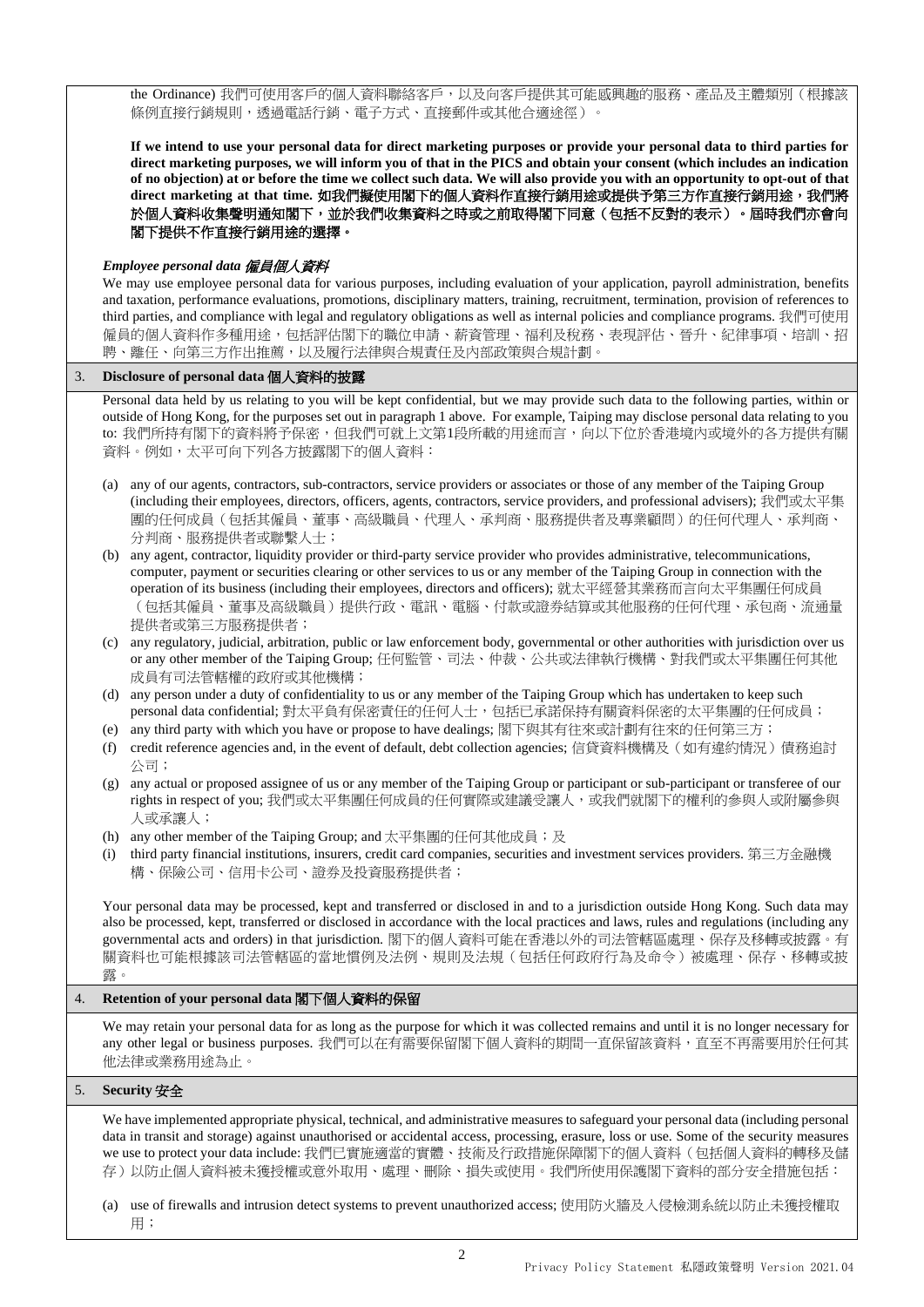the Ordinance) 我們可使用客戶的個人資料聯絡客戶，以及向客戶提供其可能感興趣的服務、產品及主體類別（根據該條例直接行銷規則，透過電話行銷、電子方式、直接郵件或其他合適途徑）。

**If we intend to use your personal data for direct marketing purposes or provide your personal data to third parties for direct marketing purposes, we will inform you of that in the PICS and obtain your consent (which includes an indication of no objection) at or before the time we collect such data. We will also provide you with an opportunity to opt-out of that direct marketing at that time. 如我們擬使用閣下的個人資料作直接行銷用途或提供予第三方作直接行銷用途，我們將於個人資料收集聲明通知閣下，並於我們收集資料之時或之前取得閣下同意（包括不反對的表示）。屆時我們亦會向閣下提供不作直接行銷用途的選擇。**

***Employee personal data 僱員個人資料***

We may use employee personal data for various purposes, including evaluation of your application, payroll administration, benefits and taxation, performance evaluations, promotions, disciplinary matters, training, recruitment, termination, provision of references to third parties, and compliance with legal and regulatory obligations as well as internal policies and compliance programs. 我們可使用僱員的個人資料作多種用途，包括評估閣下的職位申請、薪資管理、福利及稅務、表現評估、晉升、紀律事項、培訓、招聘、離任、向第三方作出推薦，以及履行法律與合規責任及內部政策與合規計劃。

## 3. Disclosure of personal data 個人資料的披露

Personal data held by us relating to you will be kept confidential, but we may provide such data to the following parties, within or outside of Hong Kong, for the purposes set out in paragraph 1 above. For example, Taiping may disclose personal data relating to you to: 我們所持有閣下的資料將予保密，但我們可就上文第1段所載的用途而言，向以下位於香港境內或境外的各方提供有關資料。例如，太平可向下列各方披露閣下的個人資料：

(a) any of our agents, contractors, sub-contractors, service providers or associates or those of any member of the Taiping Group (including their employees, directors, officers, agents, contractors, service providers, and professional advisers); 我們或太平集團的任何成員（包括其僱員、董事、高級職員、代理人、承判商、服務提供者及專業顧問）的任何代理人、承判商、分判商、服務提供者或聯繫人士；

(b) any agent, contractor, liquidity provider or third-party service provider who provides administrative, telecommunications, computer, payment or securities clearing or other services to us or any member of the Taiping Group in connection with the operation of its business (including their employees, directors and officers); 就太平經營其業務而言向太平集團任何成員（包括其僱員、董事及高級職員）提供行政、電訊、電腦、付款或證券結算或其他服務的任何代理、承包商、流通量提供者或第三方服務提供者；

(c) any regulatory, judicial, arbitration, public or law enforcement body, governmental or other authorities with jurisdiction over us or any other member of the Taiping Group; 任何監管、司法、仲裁、公共或法律執行機構、對我們或太平集團任何其他成員有司法管轄權的政府或其他機構；

(d) any person under a duty of confidentiality to us or any member of the Taiping Group which has undertaken to keep such personal data confidential; 對太平負有保密責任的任何人士，包括已承諾保持有關資料保密的太平集團的任何成員；

(e) any third party with which you have or propose to have dealings; 閣下與其有往來或計劃有往來的任何第三方；

(f) credit reference agencies and, in the event of default, debt collection agencies; 信貸資料機構及（如有違約情況）債務追討公司；

(g) any actual or proposed assignee of us or any member of the Taiping Group or participant or sub-participant or transferee of our rights in respect of you; 我們或太平集團任何成員的任何實際或建議受讓人，或我們就閣下的權利的參與人或附屬參與人或承讓人；

(h) any other member of the Taiping Group; and 太平集團的任何其他成員；及

(i) third party financial institutions, insurers, credit card companies, securities and investment services providers. 第三方金融機構、保險公司、信用卡公司、證券及投資服務提供者；

Your personal data may be processed, kept and transferred or disclosed in and to a jurisdiction outside Hong Kong. Such data may also be processed, kept, transferred or disclosed in accordance with the local practices and laws, rules and regulations (including any governmental acts and orders) in that jurisdiction. 閣下的個人資料可能在香港以外的司法管轄區處理、保存及移轉或披露。有關資料也可能根據該司法管轄區的當地慣例及法例、規則及法規（包括任何政府行為及命令）被處理、保存、移轉或披露。

## 4. Retention of your personal data 閣下個人資料的保留

We may retain your personal data for as long as the purpose for which it was collected remains and until it is no longer necessary for any other legal or business purposes. 我們可以在有需要保留閣下個人資料的期間一直保留該資料，直至不再需要用於任何其他法律或業務用途為止。

## 5. Security 安全

We have implemented appropriate physical, technical, and administrative measures to safeguard your personal data (including personal data in transit and storage) against unauthorised or accidental access, processing, erasure, loss or use. Some of the security measures we use to protect your data include: 我們已實施適當的實體、技術及行政措施保障閣下的個人資料（包括個人資料的轉移及儲存）以防止個人資料被未獲授權或意外取用、處理、刪除、損失或使用。我們所使用保護閣下資料的部分安全措施包括：

(a) use of firewalls and intrusion detect systems to prevent unauthorized access; 使用防火牆及入侵檢測系統以防止未獲授權取用；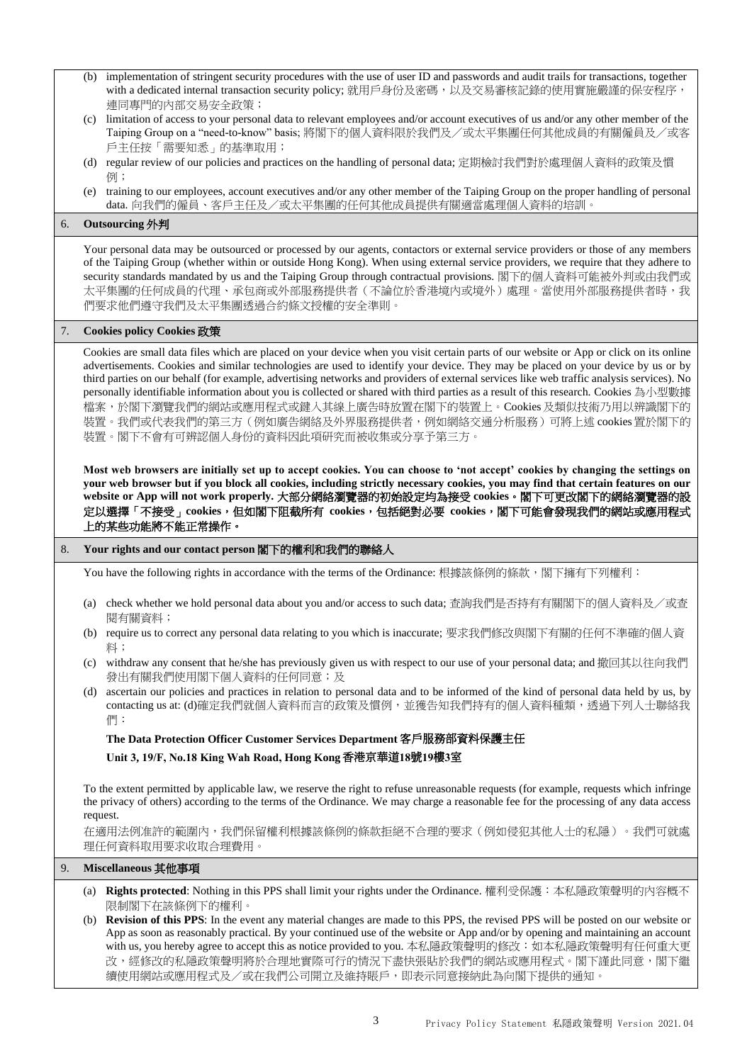(b) implementation of stringent security procedures with the use of user ID and passwords and audit trails for transactions, together with a dedicated internal transaction security policy; 就用戶身份及密碼，以及交易審核記錄的使用實施嚴謹的保安程序，連同專門的內部交易安全政策；

(c) limitation of access to your personal data to relevant employees and/or account executives of us and/or any other member of the Taiping Group on a "need-to-know" basis; 將閣下的個人資料限於我們及／或太平集團任何其他成員的有關僱員及／或客戶主任按「需要知悉」的基準取用；

(d) regular review of our policies and practices on the handling of personal data; 定期檢討我們對於處理個人資料的政策及慣例；

(e) training to our employees, account executives and/or any other member of the Taiping Group on the proper handling of personal data. 向我們的僱員、客戶主任及／或太平集團的任何其他成員提供有關適當處理個人資料的培訓。

## 6. Outsourcing 外判

Your personal data may be outsourced or processed by our agents, contactors or external service providers or those of any members of the Taiping Group (whether within or outside Hong Kong). When using external service providers, we require that they adhere to security standards mandated by us and the Taiping Group through contractual provisions. 閣下的個人資料可能被外判或由我們或太平集團的任何成員的代理、承包商或外部服務提供者（不論位於香港境內或境外）處理。當使用外部服務提供者時，我們要求他們遵守我們及太平集團透過合約條文授權的安全準則。

## 7. Cookies policy Cookies 政策

Cookies are small data files which are placed on your device when you visit certain parts of our website or App or click on its online advertisements. Cookies and similar technologies are used to identify your device. They may be placed on your device by us or by third parties on our behalf (for example, advertising networks and providers of external services like web traffic analysis services). No personally identifiable information about you is collected or shared with third parties as a result of this research. Cookies 為小型數據檔案，於閣下瀏覽我們的網站或應用程式或鍵入其線上廣告時放置在閣下的裝置上。Cookies 及類似技術乃用以辨識閣下的裝置。我們或代表我們的第三方（例如廣告網絡及外界服務提供者，例如網絡交通分析服務）可將上述 cookies 置於閣下的裝置。閣下不會有可辨認個人身份的資料因此項研究而被收集或分享予第三方。

**Most web browsers are initially set up to accept cookies. You can choose to 'not accept' cookies by changing the settings on your web browser but if you block all cookies, including strictly necessary cookies, you may find that certain features on our website or App will not work properly. 大部分網絡瀏覽器的初始設定均為接受 cookies。閣下可更改閣下的網絡瀏覽器的設定以選擇「不接受」cookies，但如閣下阻截所有 cookies，包括絕對必要 cookies，閣下可能會發現我們的網站或應用程式上的某些功能將不能正常操作。**

## 8. Your rights and our contact person 閣下的權利和我們的聯絡人

You have the following rights in accordance with the terms of the Ordinance: 根據該條例的條款，閣下擁有下列權利：

(a) check whether we hold personal data about you and/or access to such data; 查詢我們是否持有有關閣下的個人資料及／或查閱有關資料；

(b) require us to correct any personal data relating to you which is inaccurate; 要求我們修改與閣下有關的任何不準確的個人資料；

(c) withdraw any consent that he/she has previously given us with respect to our use of your personal data; and 撤回其以往向我們發出有關我們使用閣下個人資料的任何同意；及

(d) ascertain our policies and practices in relation to personal data and to be informed of the kind of personal data held by us, by contacting us at: (d)確定我們就個人資料而言的政策及慣例，並獲告知我們持有的個人資料種類，透過下列人士聯絡我們：

**The Data Protection Officer Customer Services Department 客戶服務部資料保護主任**

**Unit 3, 19/F, No.18 King Wah Road, Hong Kong 香港京華道18號19樓3室**

To the extent permitted by applicable law, we reserve the right to refuse unreasonable requests (for example, requests which infringe the privacy of others) according to the terms of the Ordinance. We may charge a reasonable fee for the processing of any data access request.

在適用法例准許的範圍內，我們保留權利根據該條例的條款拒絕不合理的要求（例如侵犯其他人士的私隱）。我們可就處理任何資料取用要求收取合理費用。

## 9. Miscellaneous 其他事項

(a) **Rights protected**: Nothing in this PPS shall limit your rights under the Ordinance. 權利受保護：本私隱政策聲明的內容概不限制閣下在該條例下的權利。

(b) **Revision of this PPS**: In the event any material changes are made to this PPS, the revised PPS will be posted on our website or App as soon as reasonably practical. By your continued use of the website or App and/or by opening and maintaining an account with us, you hereby agree to accept this as notice provided to you. 本私隱政策聲明的修改：如本私隱政策聲明有任何重大更改，經修改的私隱政策聲明將於合理地實際可行的情況下盡快張貼於我們的網站或應用程式。閣下謹此同意，閣下繼續使用網站或應用程式及／或在我們公司開立及維持賬戶，即表示同意接納此為向閣下提供的通知。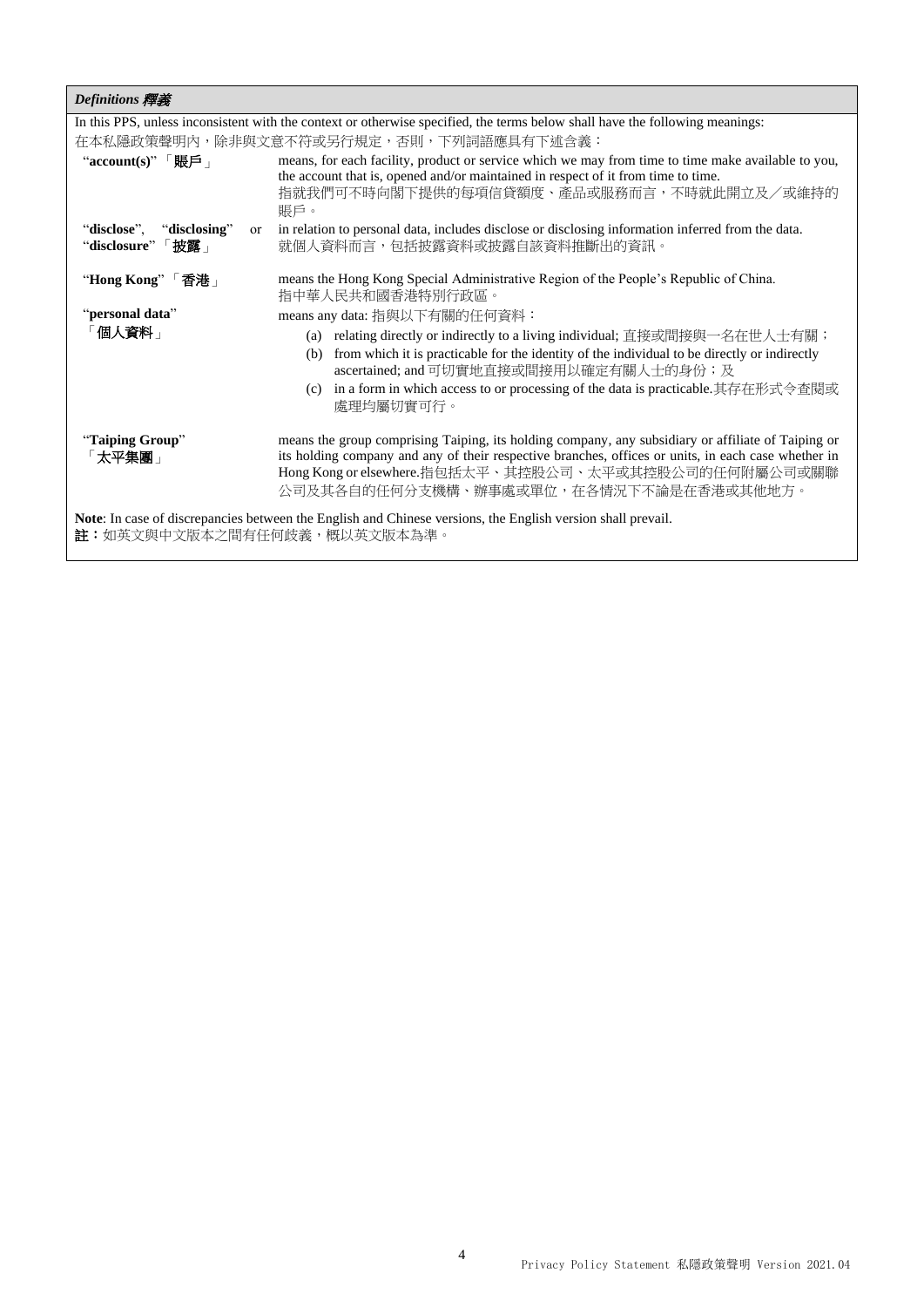## *Definitions 釋義*

In this PPS, unless inconsistent with the context or otherwise specified, the terms below shall have the following meanings:
在本私隱政策聲明內，除非與文意不符或另行規定，否則，下列詞語應具有下述含義：

| | |
|---|---|
| "**account(s)**"「**賬戶**」 | means, for each facility, product or service which we may from time to time make available to you, the account that is, opened and/or maintained in respect of it from time to time.<br>指就我們可不時向閣下提供的每項信貸額度、產品或服務而言，不時就此開立及／或維持的賬戶。 |
| "**disclose**", "**disclosing**" or "**disclosure**"「**披露**」 | in relation to personal data, includes disclose or disclosing information inferred from the data.<br>就個人資料而言，包括披露資料或披露自該資料推斷出的資訊。 |
| "**Hong Kong**"「**香港**」 | means the Hong Kong Special Administrative Region of the People's Republic of China.<br>指中華人民共和國香港特別行政區。 |
| "**personal data**"<br>「**個人資料**」 | means any data: 指與以下有關的任何資料：<br>(a) relating directly or indirectly to a living individual; 直接或間接與一名在世人士有關；<br>(b) from which it is practicable for the identity of the individual to be directly or indirectly ascertained; and 可切實地直接或間接用以確定有關人士的身份；及<br>(c) in a form in which access to or processing of the data is practicable.其存在形式令查閱或處理均屬切實可行。 |
| "**Taiping Group**"<br>「**太平集團**」 | means the group comprising Taiping, its holding company, any subsidiary or affiliate of Taiping or its holding company and any of their respective branches, offices or units, in each case whether in Hong Kong or elsewhere.指包括太平、其控股公司、太平或其控股公司的任何附屬公司或關聯公司及其各自的任何分支機構、辦事處或單位，在各情況下不論是在香港或其他地方。 |

**Note**: In case of discrepancies between the English and Chinese versions, the English version shall prevail.
**註**：如英文與中文版本之間有任何歧義，概以英文版本為準。